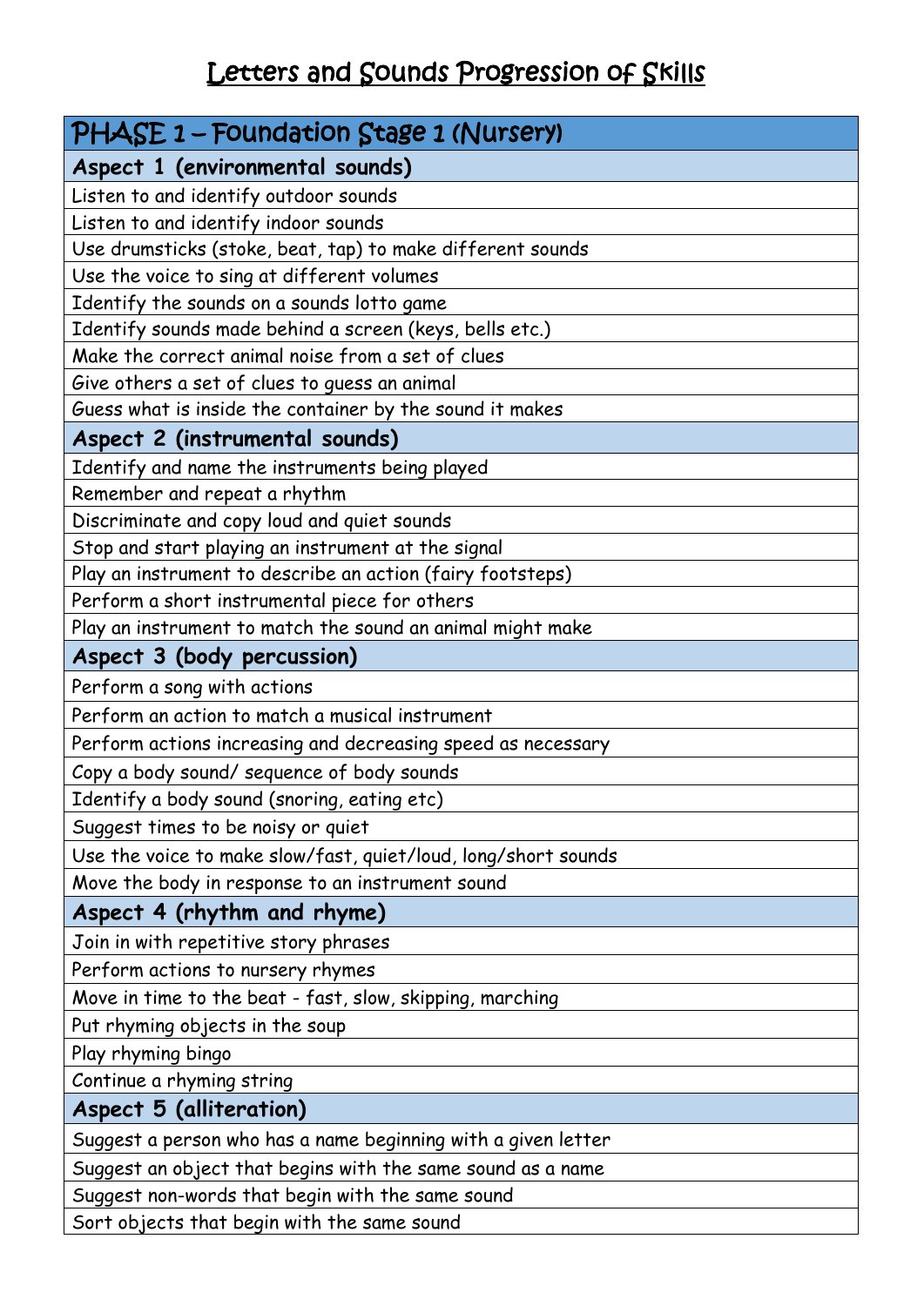# Letters and Sounds Progression of Skills

| PHASE 1 – Foundation Stage 1 (Nursery) |
|---|
| **Aspect 1 (environmental sounds)** |
| Listen to and identify outdoor sounds |
| Listen to and identify indoor sounds |
| Use drumsticks (stoke, beat, tap) to make different sounds |
| Use the voice to sing at different volumes |
| Identify the sounds on a sounds lotto game |
| Identify sounds made behind a screen (keys, bells etc.) |
| Make the correct animal noise from a set of clues |
| Give others a set of clues to guess an animal |
| Guess what is inside the container by the sound it makes |
| **Aspect 2 (instrumental sounds)** |
| Identify and name the instruments being played |
| Remember and repeat a rhythm |
| Discriminate and copy loud and quiet sounds |
| Stop and start playing an instrument at the signal |
| Play an instrument to describe an action (fairy footsteps) |
| Perform a short instrumental piece for others |
| Play an instrument to match the sound an animal might make |
| **Aspect 3 (body percussion)** |
| Perform a song with actions |
| Perform an action to match a musical instrument |
| Perform actions increasing and decreasing speed as necessary |
| Copy a body sound/ sequence of body sounds |
| Identify a body sound (snoring, eating etc) |
| Suggest times to be noisy or quiet |
| Use the voice to make slow/fast, quiet/loud, long/short sounds |
| Move the body in response to an instrument sound |
| **Aspect 4 (rhythm and rhyme)** |
| Join in with repetitive story phrases |
| Perform actions to nursery rhymes |
| Move in time to the beat - fast, slow, skipping, marching |
| Put rhyming objects in the soup |
| Play rhyming bingo |
| Continue a rhyming string |
| **Aspect 5 (alliteration)** |
| Suggest a person who has a name beginning with a given letter |
| Suggest an object that begins with the same sound as a name |
| Suggest non-words that begin with the same sound |
| Sort objects that begin with the same sound |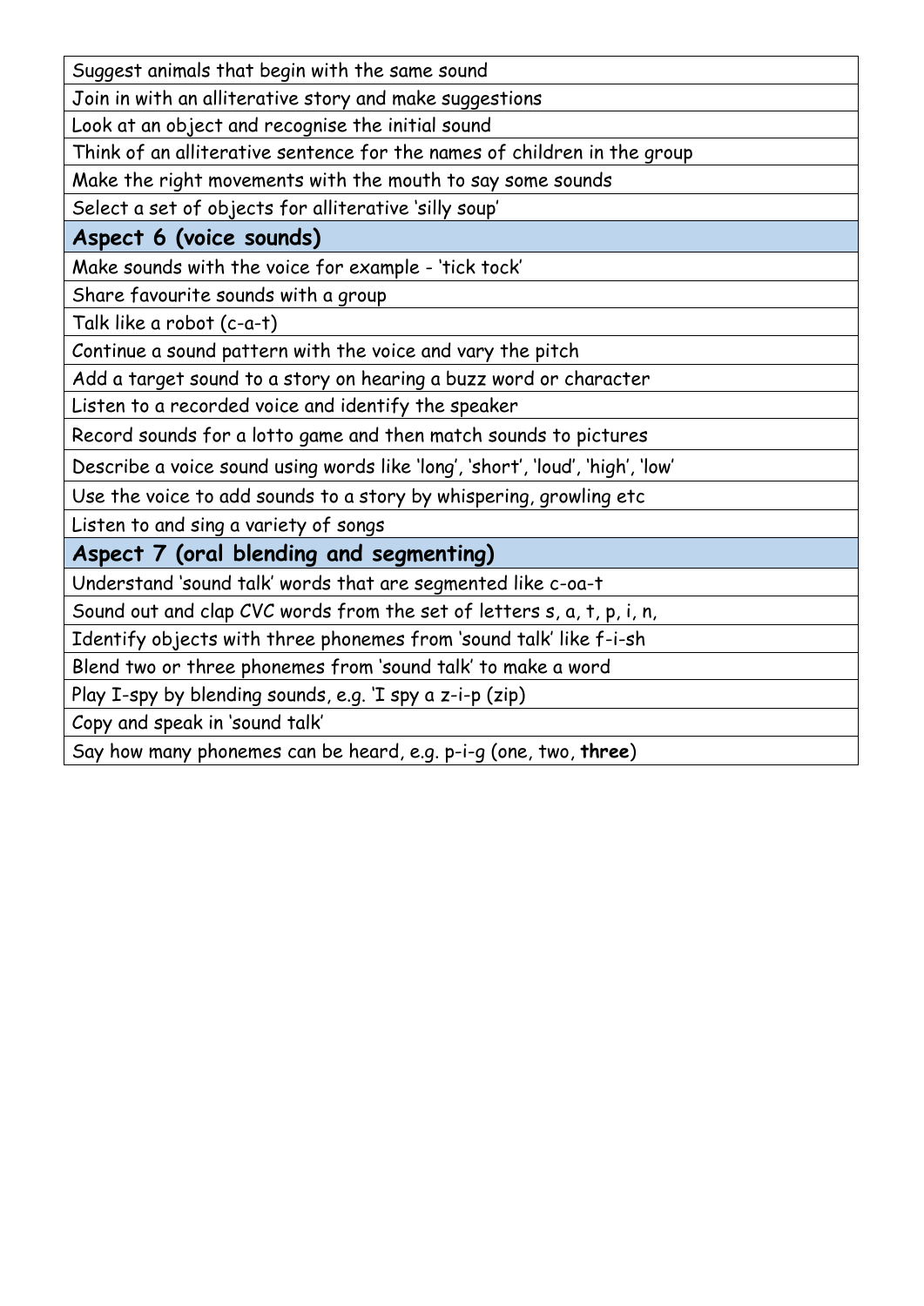| |
|---|
| Suggest animals that begin with the same sound |
| Join in with an alliterative story and make suggestions |
| Look at an object and recognise the initial sound |
| Think of an alliterative sentence for the names of children in the group |
| Make the right movements with the mouth to say some sounds |
| Select a set of objects for alliterative 'silly soup' |
| **Aspect 6 (voice sounds)** |
| Make sounds with the voice for example - 'tick tock' |
| Share favourite sounds with a group |
| Talk like a robot (c-a-t) |
| Continue a sound pattern with the voice and vary the pitch |
| Add a target sound to a story on hearing a buzz word or character |
| Listen to a recorded voice and identify the speaker |
| Record sounds for a lotto game and then match sounds to pictures |
| Describe a voice sound using words like 'long', 'short', 'loud', 'high', 'low' |
| Use the voice to add sounds to a story by whispering, growling etc |
| Listen to and sing a variety of songs |
| **Aspect 7 (oral blending and segmenting)** |
| Understand 'sound talk' words that are segmented like c-oa-t |
| Sound out and clap CVC words from the set of letters s, a, t, p, i, n, |
| Identify objects with three phonemes from 'sound talk' like f-i-sh |
| Blend two or three phonemes from 'sound talk' to make a word |
| Play I-spy by blending sounds, e.g. 'I spy a z-i-p (zip) |
| Copy and speak in 'sound talk' |
| Say how many phonemes can be heard, e.g. p-i-g (one, two, **three**) |